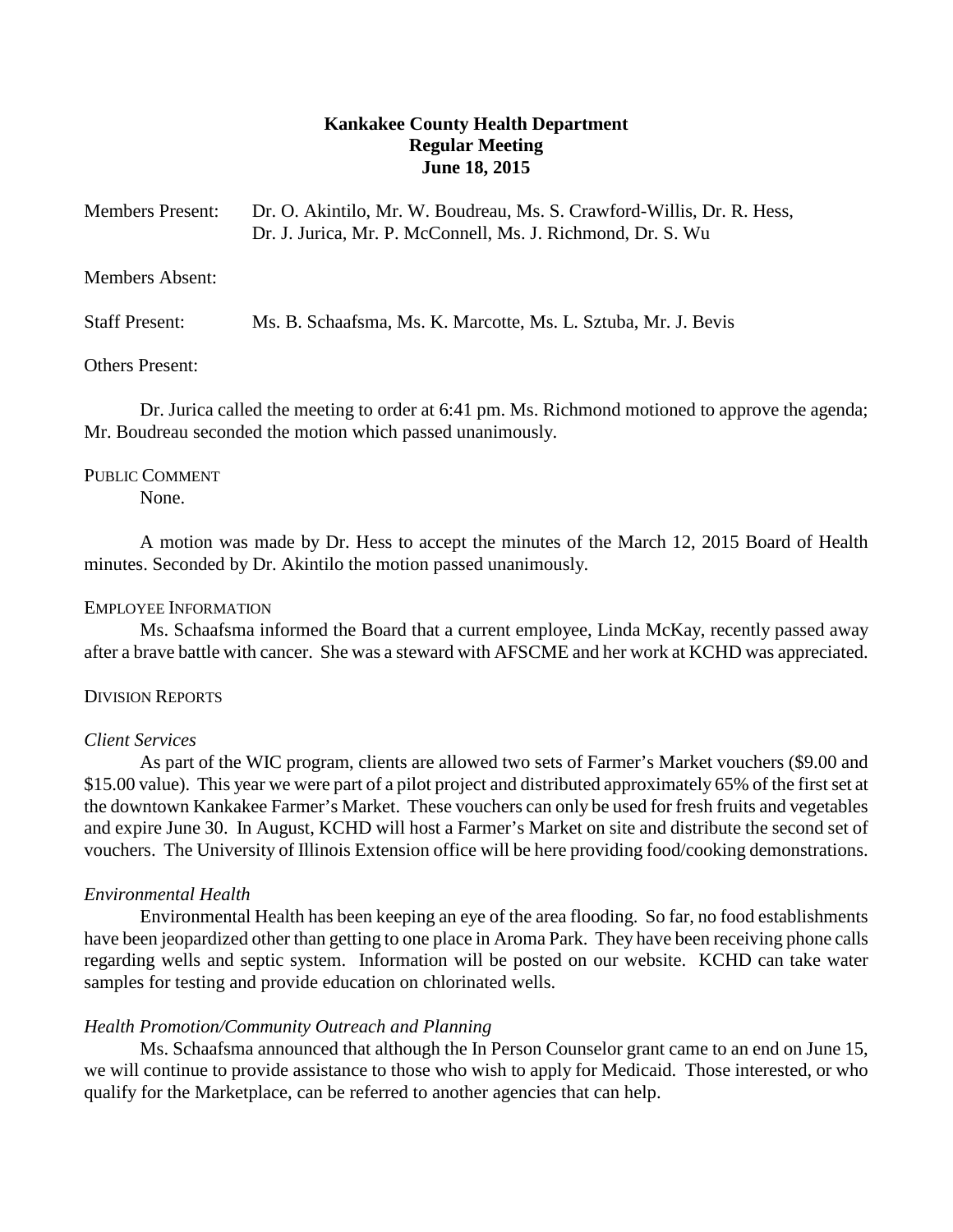**Kankakee County Health Department**
**Regular Meeting**
**June 18, 2015**

Members Present: Dr. O. Akintilo, Mr. W. Boudreau, Ms. S. Crawford-Willis, Dr. R. Hess, Dr. J. Jurica, Mr. P. McConnell, Ms. J. Richmond, Dr. S. Wu

Members Absent:

Staff Present: Ms. B. Schaafsma, Ms. K. Marcotte, Ms. L. Sztuba, Mr. J. Bevis

Others Present:

Dr. Jurica called the meeting to order at 6:41 pm. Ms. Richmond motioned to approve the agenda; Mr. Boudreau seconded the motion which passed unanimously.

PUBLIC COMMENT

None.

A motion was made by Dr. Hess to accept the minutes of the March 12, 2015 Board of Health minutes. Seconded by Dr. Akintilo the motion passed unanimously.

EMPLOYEE INFORMATION

Ms. Schaafsma informed the Board that a current employee, Linda McKay, recently passed away after a brave battle with cancer. She was a steward with AFSCME and her work at KCHD was appreciated.

DIVISION REPORTS

*Client Services*

As part of the WIC program, clients are allowed two sets of Farmer's Market vouchers ($9.00 and $15.00 value). This year we were part of a pilot project and distributed approximately 65% of the first set at the downtown Kankakee Farmer's Market. These vouchers can only be used for fresh fruits and vegetables and expire June 30. In August, KCHD will host a Farmer's Market on site and distribute the second set of vouchers. The University of Illinois Extension office will be here providing food/cooking demonstrations.

*Environmental Health*

Environmental Health has been keeping an eye of the area flooding. So far, no food establishments have been jeopardized other than getting to one place in Aroma Park. They have been receiving phone calls regarding wells and septic system. Information will be posted on our website. KCHD can take water samples for testing and provide education on chlorinated wells.

*Health Promotion/Community Outreach and Planning*

Ms. Schaafsma announced that although the In Person Counselor grant came to an end on June 15, we will continue to provide assistance to those who wish to apply for Medicaid. Those interested, or who qualify for the Marketplace, can be referred to another agencies that can help.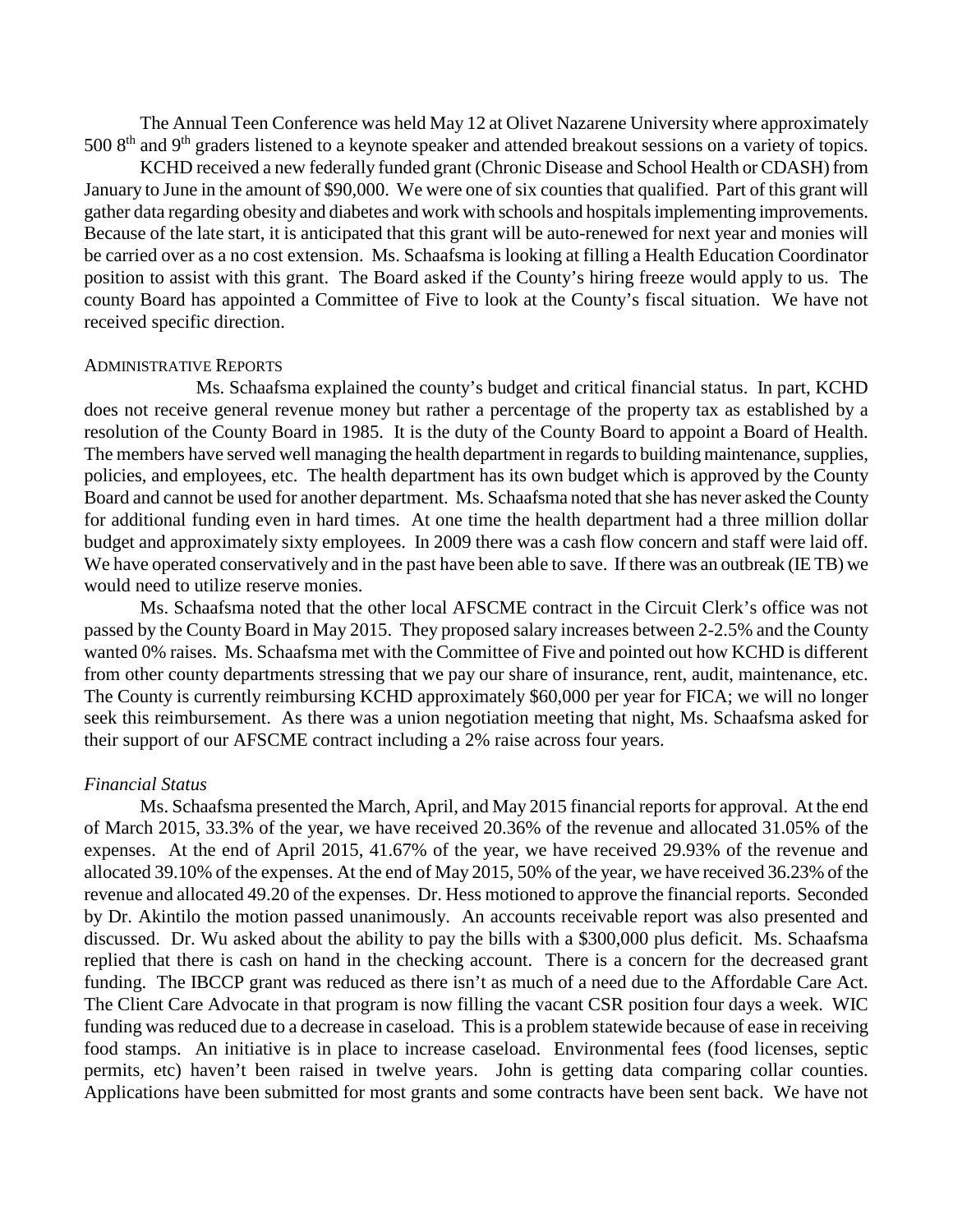The Annual Teen Conference was held May 12 at Olivet Nazarene University where approximately 500 8th and 9th graders listened to a keynote speaker and attended breakout sessions on a variety of topics.

KCHD received a new federally funded grant (Chronic Disease and School Health or CDASH) from January to June in the amount of $90,000. We were one of six counties that qualified. Part of this grant will gather data regarding obesity and diabetes and work with schools and hospitals implementing improvements. Because of the late start, it is anticipated that this grant will be auto-renewed for next year and monies will be carried over as a no cost extension. Ms. Schaafsma is looking at filling a Health Education Coordinator position to assist with this grant. The Board asked if the County's hiring freeze would apply to us. The county Board has appointed a Committee of Five to look at the County's fiscal situation. We have not received specific direction.

## ADMINISTRATIVE REPORTS

Ms. Schaafsma explained the county's budget and critical financial status. In part, KCHD does not receive general revenue money but rather a percentage of the property tax as established by a resolution of the County Board in 1985. It is the duty of the County Board to appoint a Board of Health. The members have served well managing the health department in regards to building maintenance, supplies, policies, and employees, etc. The health department has its own budget which is approved by the County Board and cannot be used for another department. Ms. Schaafsma noted that she has never asked the County for additional funding even in hard times. At one time the health department had a three million dollar budget and approximately sixty employees. In 2009 there was a cash flow concern and staff were laid off. We have operated conservatively and in the past have been able to save. If there was an outbreak (IE TB) we would need to utilize reserve monies.

Ms. Schaafsma noted that the other local AFSCME contract in the Circuit Clerk's office was not passed by the County Board in May 2015. They proposed salary increases between 2-2.5% and the County wanted 0% raises. Ms. Schaafsma met with the Committee of Five and pointed out how KCHD is different from other county departments stressing that we pay our share of insurance, rent, audit, maintenance, etc. The County is currently reimbursing KCHD approximately $60,000 per year for FICA; we will no longer seek this reimbursement. As there was a union negotiation meeting that night, Ms. Schaafsma asked for their support of our AFSCME contract including a 2% raise across four years.

### *Financial Status*

Ms. Schaafsma presented the March, April, and May 2015 financial reports for approval. At the end of March 2015, 33.3% of the year, we have received 20.36% of the revenue and allocated 31.05% of the expenses. At the end of April 2015, 41.67% of the year, we have received 29.93% of the revenue and allocated 39.10% of the expenses. At the end of May 2015, 50% of the year, we have received 36.23% of the revenue and allocated 49.20 of the expenses. Dr. Hess motioned to approve the financial reports. Seconded by Dr. Akintilo the motion passed unanimously. An accounts receivable report was also presented and discussed. Dr. Wu asked about the ability to pay the bills with a $300,000 plus deficit. Ms. Schaafsma replied that there is cash on hand in the checking account. There is a concern for the decreased grant funding. The IBCCP grant was reduced as there isn't as much of a need due to the Affordable Care Act. The Client Care Advocate in that program is now filling the vacant CSR position four days a week. WIC funding was reduced due to a decrease in caseload. This is a problem statewide because of ease in receiving food stamps. An initiative is in place to increase caseload. Environmental fees (food licenses, septic permits, etc) haven't been raised in twelve years. John is getting data comparing collar counties. Applications have been submitted for most grants and some contracts have been sent back. We have not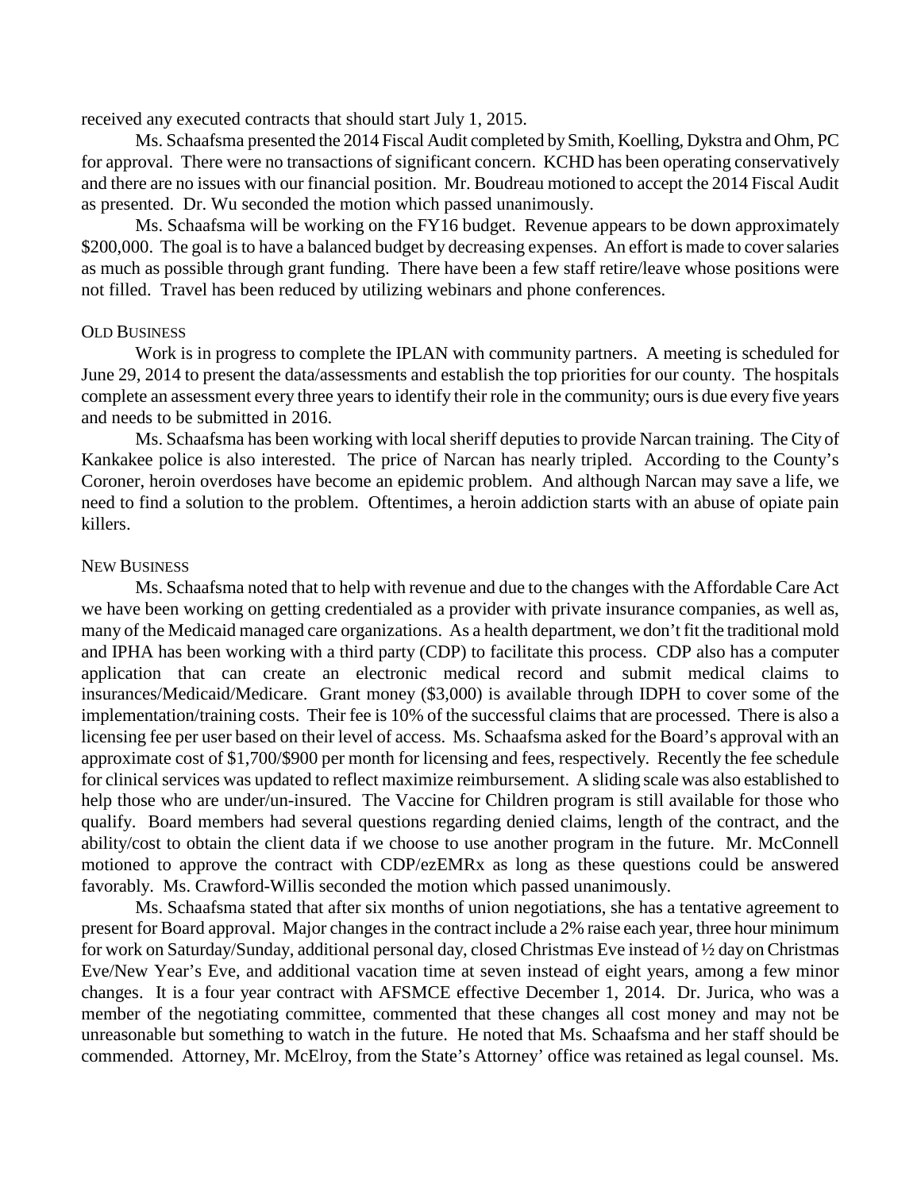received any executed contracts that should start July 1, 2015.

Ms. Schaafsma presented the 2014 Fiscal Audit completed by Smith, Koelling, Dykstra and Ohm, PC for approval. There were no transactions of significant concern. KCHD has been operating conservatively and there are no issues with our financial position. Mr. Boudreau motioned to accept the 2014 Fiscal Audit as presented. Dr. Wu seconded the motion which passed unanimously.

Ms. Schaafsma will be working on the FY16 budget. Revenue appears to be down approximately \$200,000. The goal is to have a balanced budget by decreasing expenses. An effort is made to cover salaries as much as possible through grant funding. There have been a few staff retire/leave whose positions were not filled. Travel has been reduced by utilizing webinars and phone conferences.

## Old Business

Work is in progress to complete the IPLAN with community partners. A meeting is scheduled for June 29, 2014 to present the data/assessments and establish the top priorities for our county. The hospitals complete an assessment every three years to identify their role in the community; ours is due every five years and needs to be submitted in 2016.

Ms. Schaafsma has been working with local sheriff deputies to provide Narcan training. The City of Kankakee police is also interested. The price of Narcan has nearly tripled. According to the County's Coroner, heroin overdoses have become an epidemic problem. And although Narcan may save a life, we need to find a solution to the problem. Oftentimes, a heroin addiction starts with an abuse of opiate pain killers.

## New Business

Ms. Schaafsma noted that to help with revenue and due to the changes with the Affordable Care Act we have been working on getting credentialed as a provider with private insurance companies, as well as, many of the Medicaid managed care organizations. As a health department, we don't fit the traditional mold and IPHA has been working with a third party (CDP) to facilitate this process. CDP also has a computer application that can create an electronic medical record and submit medical claims to insurances/Medicaid/Medicare. Grant money (\$3,000) is available through IDPH to cover some of the implementation/training costs. Their fee is 10% of the successful claims that are processed. There is also a licensing fee per user based on their level of access. Ms. Schaafsma asked for the Board's approval with an approximate cost of \$1,700/\$900 per month for licensing and fees, respectively. Recently the fee schedule for clinical services was updated to reflect maximize reimbursement. A sliding scale was also established to help those who are under/un-insured. The Vaccine for Children program is still available for those who qualify. Board members had several questions regarding denied claims, length of the contract, and the ability/cost to obtain the client data if we choose to use another program in the future. Mr. McConnell motioned to approve the contract with CDP/ezEMRx as long as these questions could be answered favorably. Ms. Crawford-Willis seconded the motion which passed unanimously.

Ms. Schaafsma stated that after six months of union negotiations, she has a tentative agreement to present for Board approval. Major changes in the contract include a 2% raise each year, three hour minimum for work on Saturday/Sunday, additional personal day, closed Christmas Eve instead of ½ day on Christmas Eve/New Year's Eve, and additional vacation time at seven instead of eight years, among a few minor changes. It is a four year contract with AFSMCE effective December 1, 2014. Dr. Jurica, who was a member of the negotiating committee, commented that these changes all cost money and may not be unreasonable but something to watch in the future. He noted that Ms. Schaafsma and her staff should be commended. Attorney, Mr. McElroy, from the State's Attorney' office was retained as legal counsel. Ms.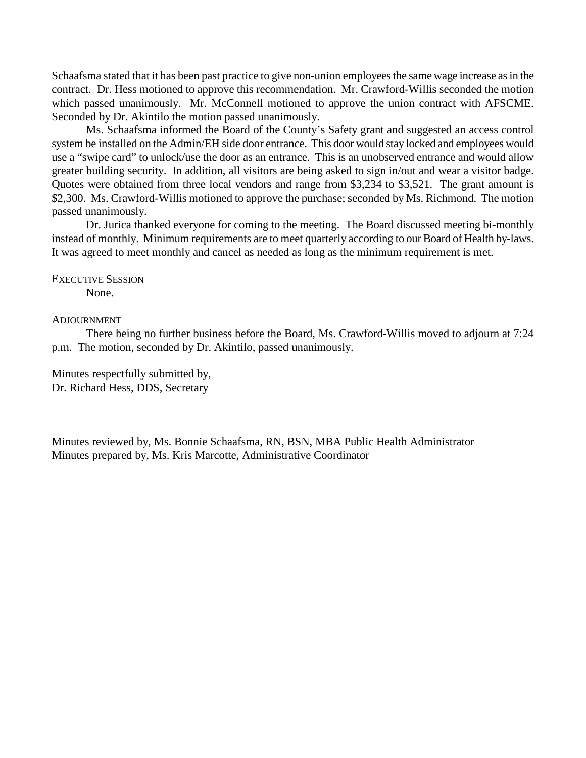Schaafsma stated that it has been past practice to give non-union employees the same wage increase as in the contract. Dr. Hess motioned to approve this recommendation. Mr. Crawford-Willis seconded the motion which passed unanimously. Mr. McConnell motioned to approve the union contract with AFSCME. Seconded by Dr. Akintilo the motion passed unanimously.

Ms. Schaafsma informed the Board of the County's Safety grant and suggested an access control system be installed on the Admin/EH side door entrance. This door would stay locked and employees would use a "swipe card" to unlock/use the door as an entrance. This is an unobserved entrance and would allow greater building security. In addition, all visitors are being asked to sign in/out and wear a visitor badge. Quotes were obtained from three local vendors and range from $3,234 to $3,521. The grant amount is $2,300. Ms. Crawford-Willis motioned to approve the purchase; seconded by Ms. Richmond. The motion passed unanimously.

Dr. Jurica thanked everyone for coming to the meeting. The Board discussed meeting bi-monthly instead of monthly. Minimum requirements are to meet quarterly according to our Board of Health by-laws. It was agreed to meet monthly and cancel as needed as long as the minimum requirement is met.

EXECUTIVE SESSION

None.

ADJOURNMENT

There being no further business before the Board, Ms. Crawford-Willis moved to adjourn at 7:24 p.m. The motion, seconded by Dr. Akintilo, passed unanimously.

Minutes respectfully submitted by,
Dr. Richard Hess, DDS, Secretary

Minutes reviewed by, Ms. Bonnie Schaafsma, RN, BSN, MBA Public Health Administrator
Minutes prepared by, Ms. Kris Marcotte, Administrative Coordinator